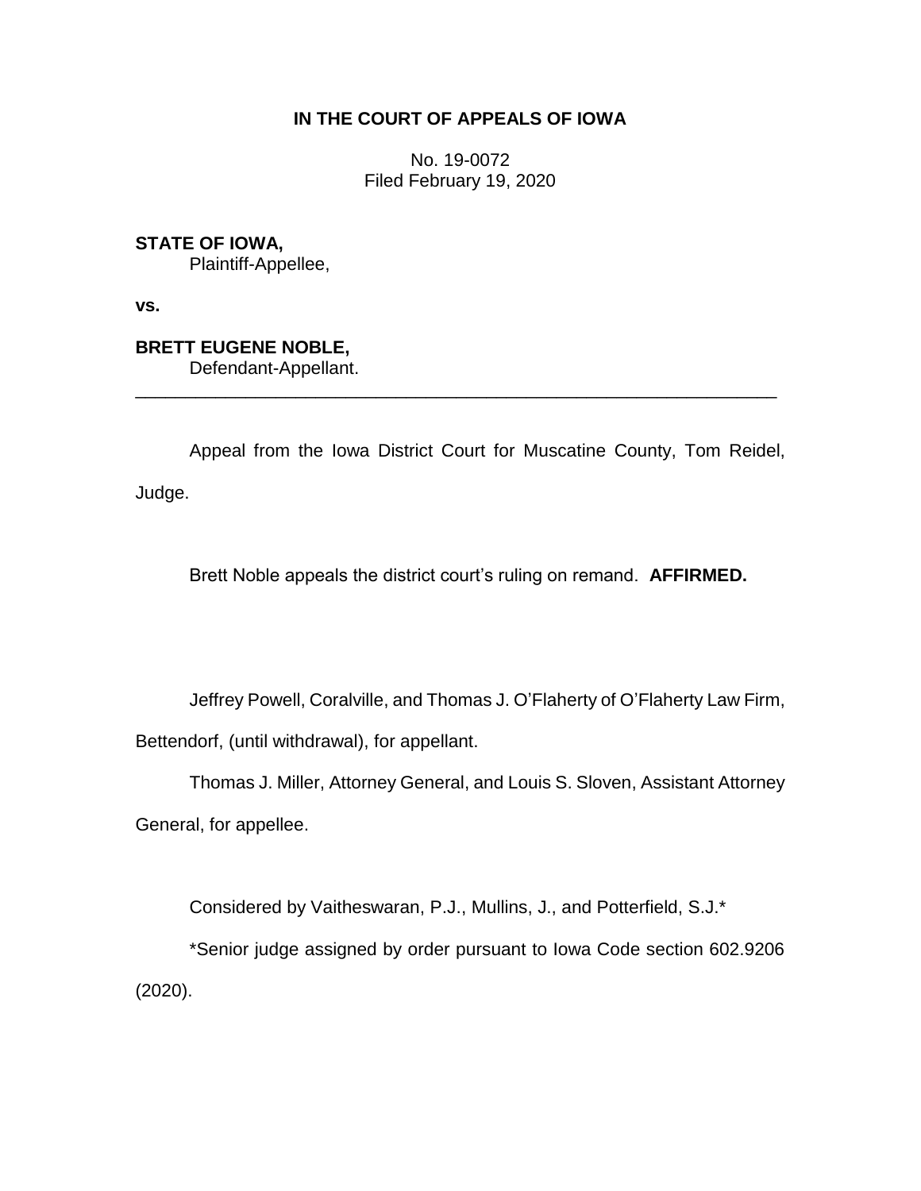**IN THE COURT OF APPEALS OF IOWA**

No. 19-0072
Filed February 19, 2020

**STATE OF IOWA,**
Plaintiff-Appellee,

**vs.**

**BRETT EUGENE NOBLE,**
Defendant-Appellant.

---

Appeal from the Iowa District Court for Muscatine County, Tom Reidel, Judge.

Brett Noble appeals the district court's ruling on remand. **AFFIRMED.**

Jeffrey Powell, Coralville, and Thomas J. O'Flaherty of O'Flaherty Law Firm, Bettendorf, (until withdrawal), for appellant.

Thomas J. Miller, Attorney General, and Louis S. Sloven, Assistant Attorney General, for appellee.

Considered by Vaitheswaran, P.J., Mullins, J., and Potterfield, S.J.*

*Senior judge assigned by order pursuant to Iowa Code section 602.9206 (2020).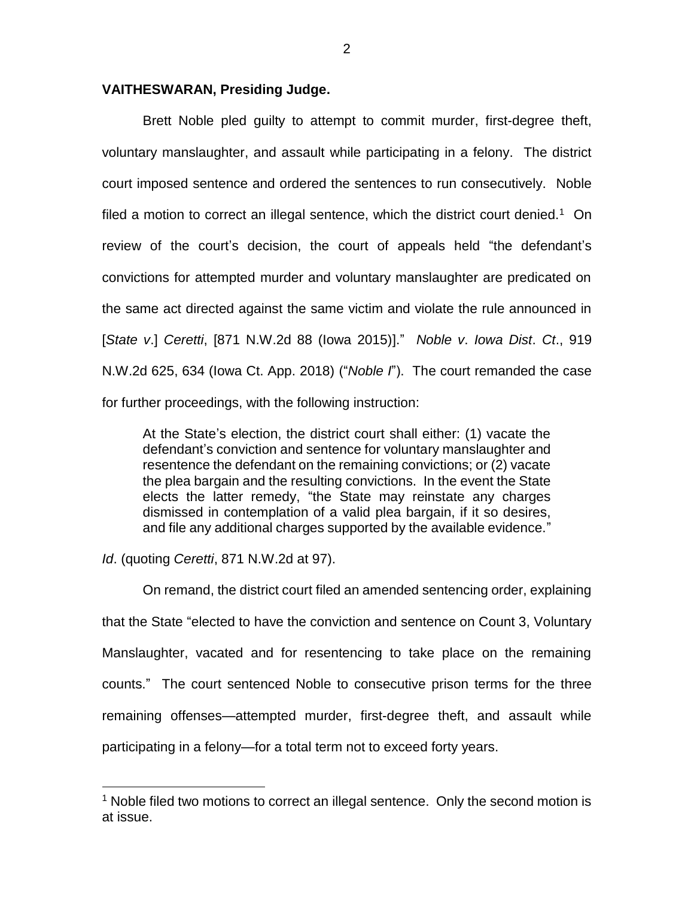**VAITHESWARAN, Presiding Judge.**

Brett Noble pled guilty to attempt to commit murder, first-degree theft, voluntary manslaughter, and assault while participating in a felony. The district court imposed sentence and ordered the sentences to run consecutively. Noble filed a motion to correct an illegal sentence, which the district court denied.[1] On review of the court's decision, the court of appeals held "the defendant's convictions for attempted murder and voluntary manslaughter are predicated on the same act directed against the same victim and violate the rule announced in [*State v*.] *Ceretti*, [871 N.W.2d 88 (Iowa 2015)]." *Noble v*. *Iowa Dist*. *Ct*., 919 N.W.2d 625, 634 (Iowa Ct. App. 2018) ("*Noble I*"). The court remanded the case for further proceedings, with the following instruction:

> At the State's election, the district court shall either: (1) vacate the defendant's conviction and sentence for voluntary manslaughter and resentence the defendant on the remaining convictions; or (2) vacate the plea bargain and the resulting convictions. In the event the State elects the latter remedy, "the State may reinstate any charges dismissed in contemplation of a valid plea bargain, if it so desires, and file any additional charges supported by the available evidence."

*Id*. (quoting *Ceretti*, 871 N.W.2d at 97).

On remand, the district court filed an amended sentencing order, explaining that the State "elected to have the conviction and sentence on Count 3, Voluntary Manslaughter, vacated and for resentencing to take place on the remaining counts." The court sentenced Noble to consecutive prison terms for the three remaining offenses—attempted murder, first-degree theft, and assault while participating in a felony—for a total term not to exceed forty years.

[1] Noble filed two motions to correct an illegal sentence. Only the second motion is at issue.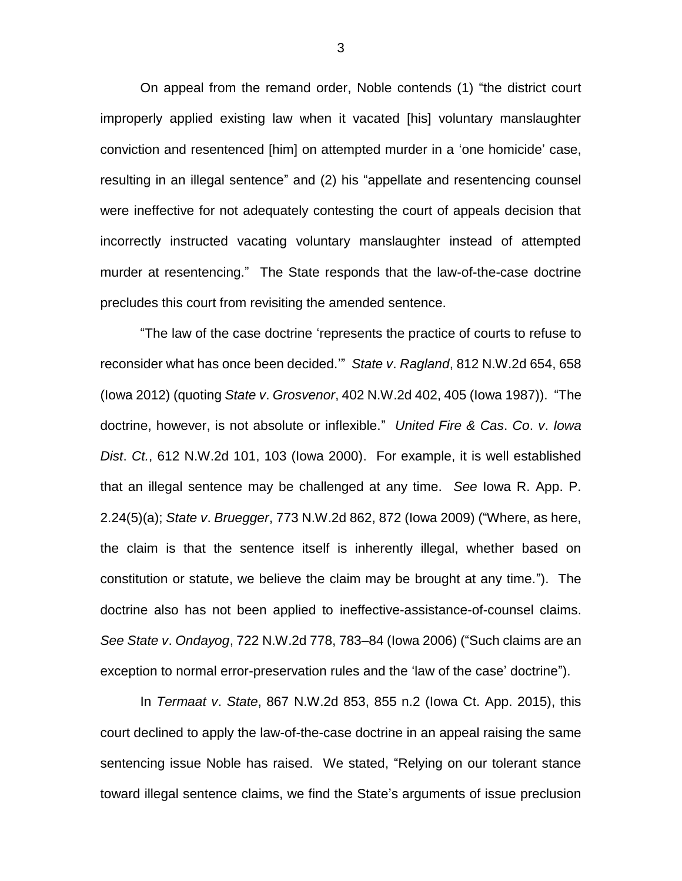On appeal from the remand order, Noble contends (1) "the district court improperly applied existing law when it vacated [his] voluntary manslaughter conviction and resentenced [him] on attempted murder in a 'one homicide' case, resulting in an illegal sentence" and (2) his "appellate and resentencing counsel were ineffective for not adequately contesting the court of appeals decision that incorrectly instructed vacating voluntary manslaughter instead of attempted murder at resentencing." The State responds that the law-of-the-case doctrine precludes this court from revisiting the amended sentence.

"The law of the case doctrine 'represents the practice of courts to refuse to reconsider what has once been decided.'" *State v. Ragland*, 812 N.W.2d 654, 658 (Iowa 2012) (quoting *State v. Grosvenor*, 402 N.W.2d 402, 405 (Iowa 1987)). "The doctrine, however, is not absolute or inflexible." *United Fire & Cas. Co. v. Iowa Dist. Ct.*, 612 N.W.2d 101, 103 (Iowa 2000). For example, it is well established that an illegal sentence may be challenged at any time. *See* Iowa R. App. P. 2.24(5)(a); *State v. Bruegger*, 773 N.W.2d 862, 872 (Iowa 2009) ("Where, as here, the claim is that the sentence itself is inherently illegal, whether based on constitution or statute, we believe the claim may be brought at any time."). The doctrine also has not been applied to ineffective-assistance-of-counsel claims. *See State v. Ondayog*, 722 N.W.2d 778, 783–84 (Iowa 2006) ("Such claims are an exception to normal error-preservation rules and the 'law of the case' doctrine").

In *Termaat v. State*, 867 N.W.2d 853, 855 n.2 (Iowa Ct. App. 2015), this court declined to apply the law-of-the-case doctrine in an appeal raising the same sentencing issue Noble has raised. We stated, "Relying on our tolerant stance toward illegal sentence claims, we find the State's arguments of issue preclusion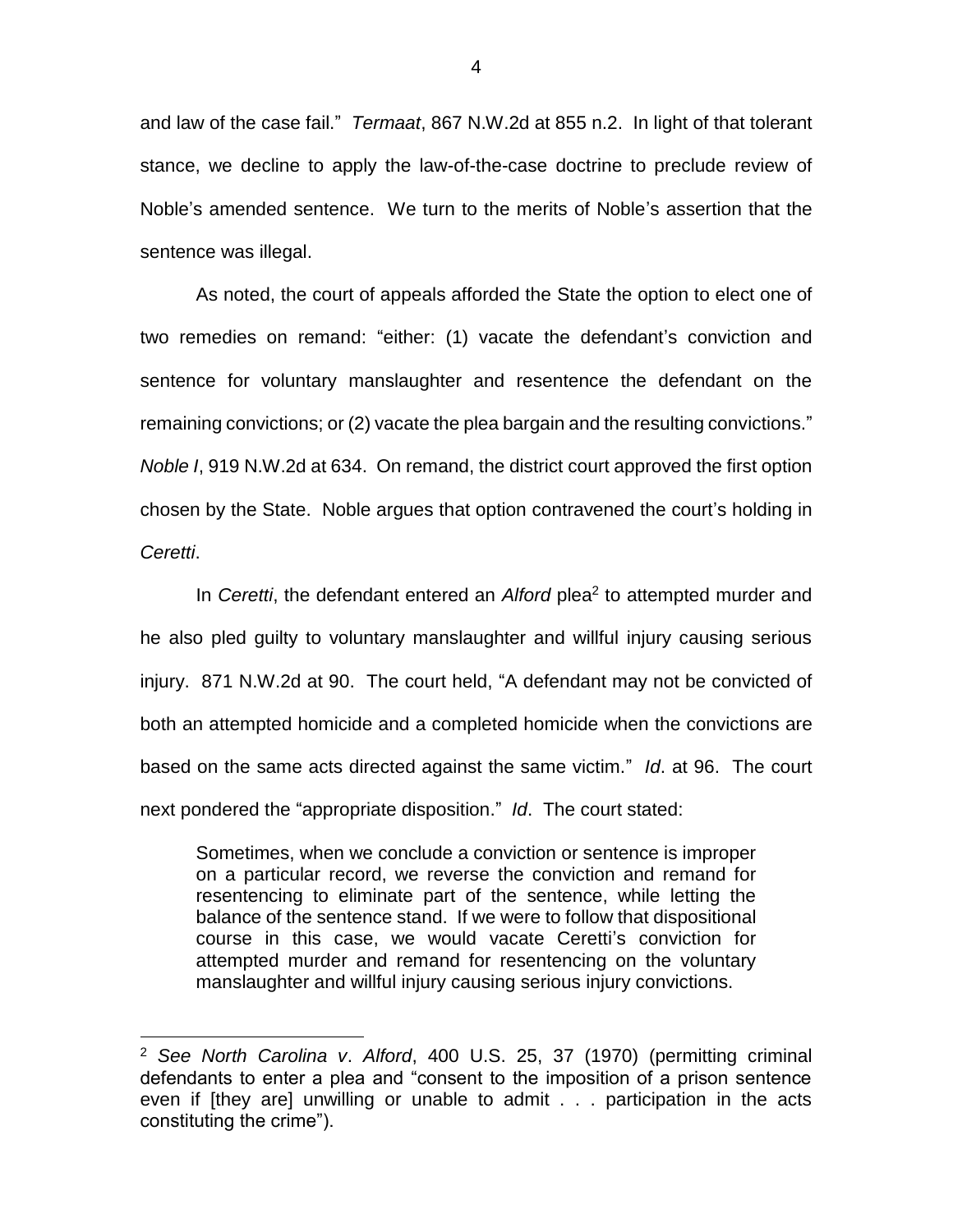and law of the case fail." *Termaat*, 867 N.W.2d at 855 n.2. In light of that tolerant stance, we decline to apply the law-of-the-case doctrine to preclude review of Noble's amended sentence. We turn to the merits of Noble's assertion that the sentence was illegal.

As noted, the court of appeals afforded the State the option to elect one of two remedies on remand: "either: (1) vacate the defendant's conviction and sentence for voluntary manslaughter and resentence the defendant on the remaining convictions; or (2) vacate the plea bargain and the resulting convictions." *Noble I*, 919 N.W.2d at 634. On remand, the district court approved the first option chosen by the State. Noble argues that option contravened the court's holding in *Ceretti*.

In *Ceretti*, the defendant entered an *Alford* plea[2] to attempted murder and he also pled guilty to voluntary manslaughter and willful injury causing serious injury. 871 N.W.2d at 90. The court held, "A defendant may not be convicted of both an attempted homicide and a completed homicide when the convictions are based on the same acts directed against the same victim." *Id*. at 96. The court next pondered the "appropriate disposition." *Id*. The court stated:

> Sometimes, when we conclude a conviction or sentence is improper on a particular record, we reverse the conviction and remand for resentencing to eliminate part of the sentence, while letting the balance of the sentence stand. If we were to follow that dispositional course in this case, we would vacate Ceretti's conviction for attempted murder and remand for resentencing on the voluntary manslaughter and willful injury causing serious injury convictions.

---

[2] *See North Carolina v*. *Alford*, 400 U.S. 25, 37 (1970) (permitting criminal defendants to enter a plea and "consent to the imposition of a prison sentence even if [they are] unwilling or unable to admit . . . participation in the acts constituting the crime").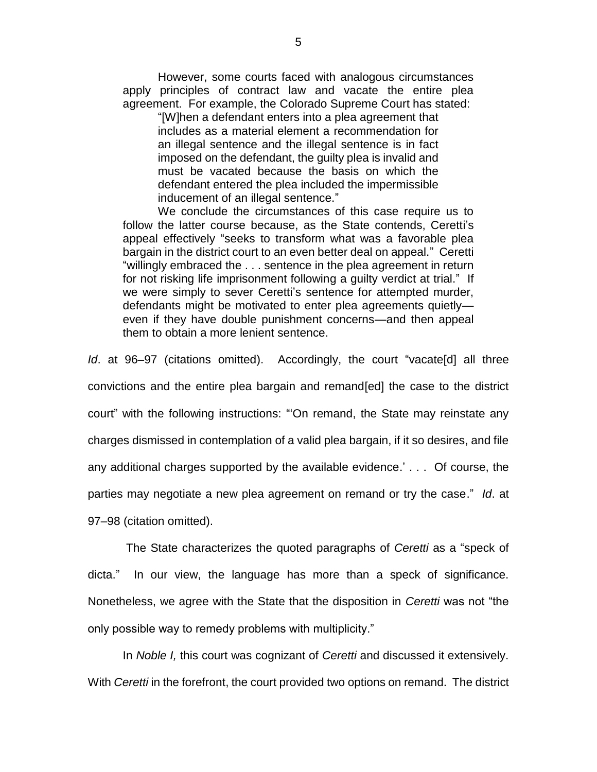> However, some courts faced with analogous circumstances apply principles of contract law and vacate the entire plea agreement. For example, the Colorado Supreme Court has stated:
>
> > "[W]hen a defendant enters into a plea agreement that includes as a material element a recommendation for an illegal sentence and the illegal sentence is in fact imposed on the defendant, the guilty plea is invalid and must be vacated because the basis on which the defendant entered the plea included the impermissible inducement of an illegal sentence."
>
> We conclude the circumstances of this case require us to follow the latter course because, as the State contends, Ceretti's appeal effectively "seeks to transform what was a favorable plea bargain in the district court to an even better deal on appeal." Ceretti "willingly embraced the . . . sentence in the plea agreement in return for not risking life imprisonment following a guilty verdict at trial." If we were simply to sever Ceretti's sentence for attempted murder, defendants might be motivated to enter plea agreements quietly—even if they have double punishment concerns—and then appeal them to obtain a more lenient sentence.

*Id*. at 96–97 (citations omitted). Accordingly, the court "vacate[d] all three convictions and the entire plea bargain and remand[ed] the case to the district court" with the following instructions: "'On remand, the State may reinstate any charges dismissed in contemplation of a valid plea bargain, if it so desires, and file any additional charges supported by the available evidence.' . . . Of course, the parties may negotiate a new plea agreement on remand or try the case." *Id*. at 97–98 (citation omitted).

The State characterizes the quoted paragraphs of *Ceretti* as a "speck of dicta." In our view, the language has more than a speck of significance. Nonetheless, we agree with the State that the disposition in *Ceretti* was not "the only possible way to remedy problems with multiplicity."

In *Noble I,* this court was cognizant of *Ceretti* and discussed it extensively. With *Ceretti* in the forefront, the court provided two options on remand. The district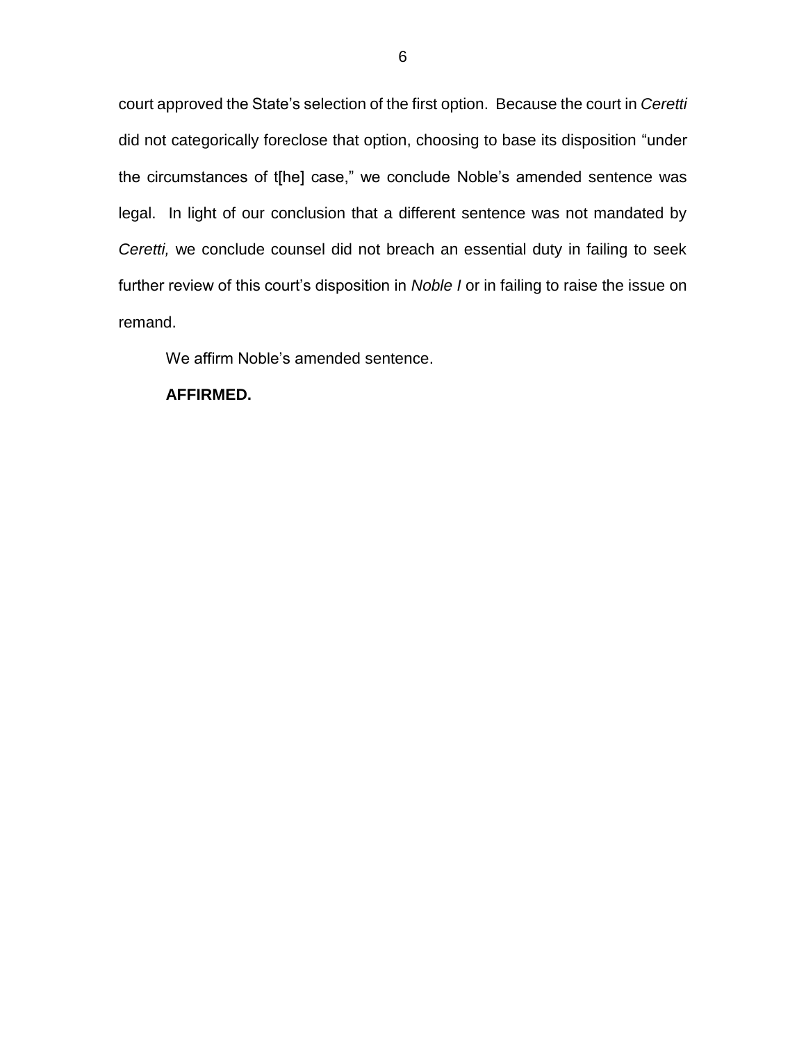court approved the State's selection of the first option. Because the court in *Ceretti* did not categorically foreclose that option, choosing to base its disposition "under the circumstances of t[he] case," we conclude Noble's amended sentence was legal. In light of our conclusion that a different sentence was not mandated by *Ceretti,* we conclude counsel did not breach an essential duty in failing to seek further review of this court's disposition in *Noble I* or in failing to raise the issue on remand.

We affirm Noble's amended sentence.

**AFFIRMED.**